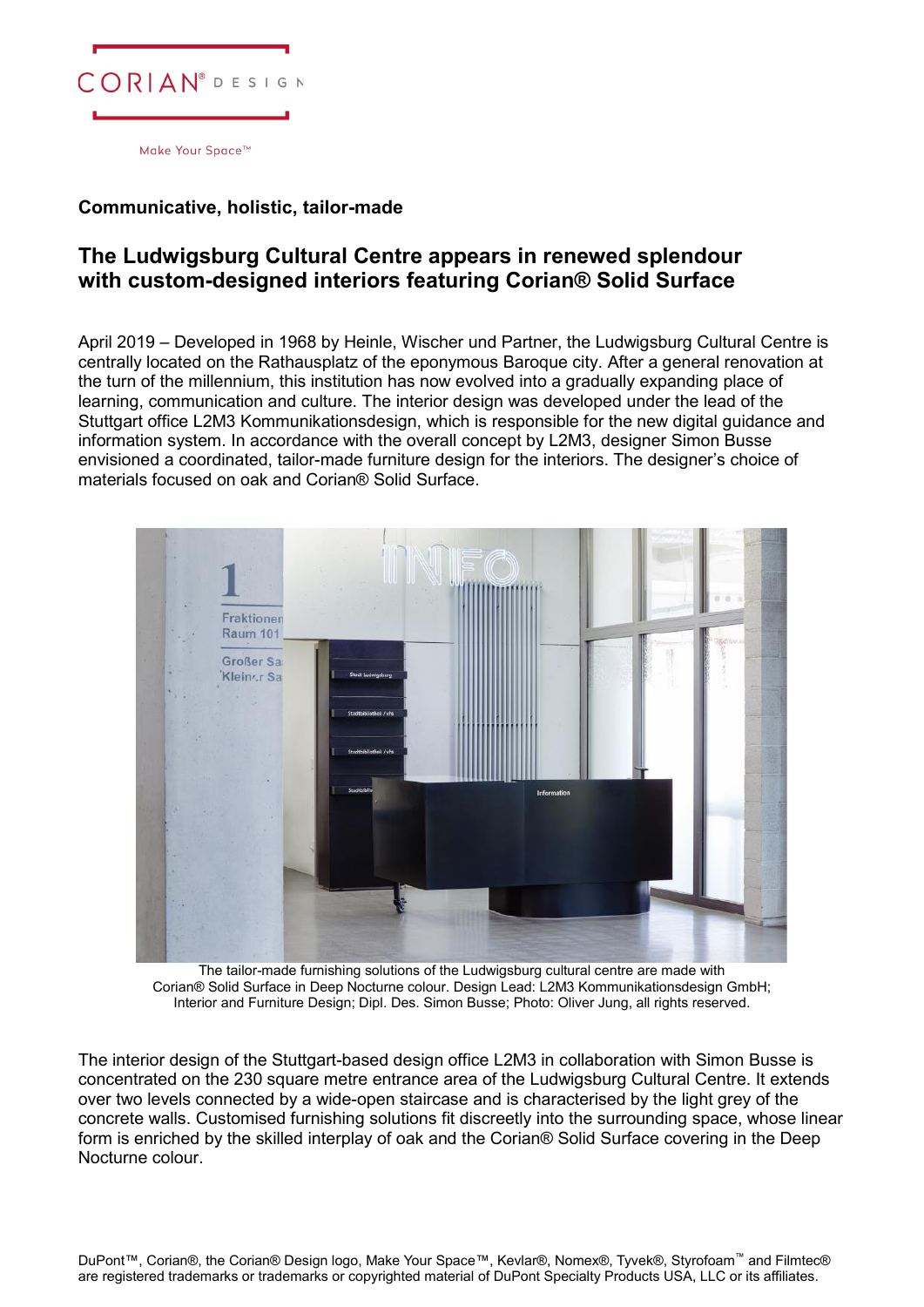**Communicative, holistic, tailor-made**

# The Ludwigsburg Cultural Centre appears in renewed splendour with custom-designed interiors featuring Corian® Solid Surface

April 2019 – Developed in 1968 by Heinle, Wischer und Partner, the Ludwigsburg Cultural Centre is centrally located on the Rathausplatz of the eponymous Baroque city. After a general renovation at the turn of the millennium, this institution has now evolved into a gradually expanding place of learning, communication and culture. The interior design was developed under the lead of the Stuttgart office L2M3 Kommunikationsdesign, which is responsible for the new digital guidance and information system. In accordance with the overall concept by L2M3, designer Simon Busse envisioned a coordinated, tailor-made furniture design for the interiors. The designer's choice of materials focused on oak and Corian® Solid Surface.

The tailor-made furnishing solutions of the Ludwigsburg cultural centre are made with Corian® Solid Surface in Deep Nocturne colour. Design Lead: L2M3 Kommunikationsdesign GmbH; Interior and Furniture Design; Dipl. Des. Simon Busse; Photo: Oliver Jung, all rights reserved.

The interior design of the Stuttgart-based design office L2M3 in collaboration with Simon Busse is concentrated on the 230 square metre entrance area of the Ludwigsburg Cultural Centre. It extends over two levels connected by a wide-open staircase and is characterised by the light grey of the concrete walls. Customised furnishing solutions fit discreetly into the surrounding space, whose linear form is enriched by the skilled interplay of oak and the Corian® Solid Surface covering in the Deep Nocturne colour.

DuPont™, Corian®, the Corian® Design logo, Make Your Space™, Kevlar®, Nomex®, Tyvek®, Styrofoam™ and Filmtec® are registered trademarks or trademarks or copyrighted material of DuPont Specialty Products USA, LLC or its affiliates.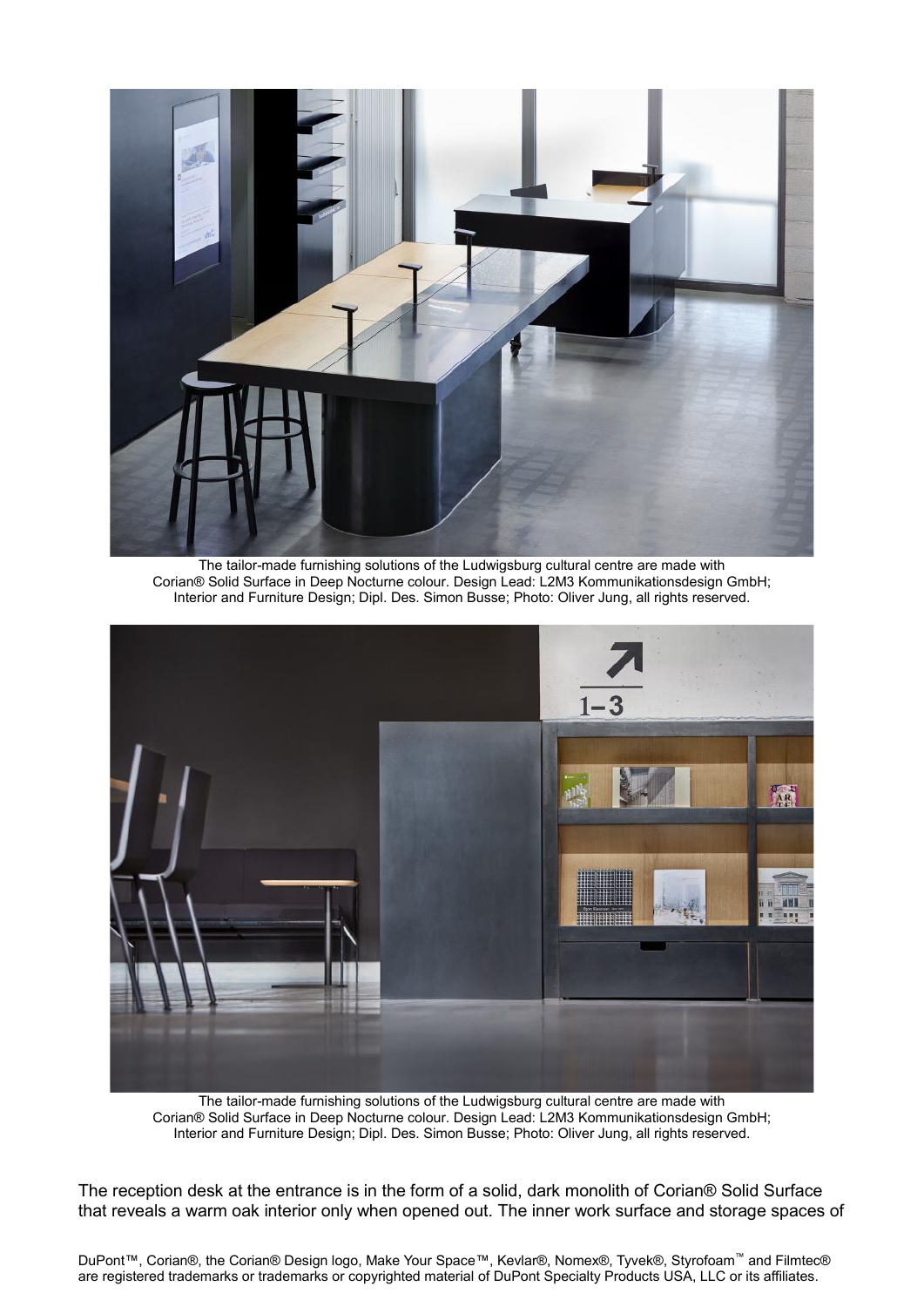The tailor-made furnishing solutions of the Ludwigsburg cultural centre are made with Corian® Solid Surface in Deep Nocturne colour. Design Lead: L2M3 Kommunikationsdesign GmbH; Interior and Furniture Design; Dipl. Des. Simon Busse; Photo: Oliver Jung, all rights reserved.

The tailor-made furnishing solutions of the Ludwigsburg cultural centre are made with Corian® Solid Surface in Deep Nocturne colour. Design Lead: L2M3 Kommunikationsdesign GmbH; Interior and Furniture Design; Dipl. Des. Simon Busse; Photo: Oliver Jung, all rights reserved.

The reception desk at the entrance is in the form of a solid, dark monolith of Corian® Solid Surface that reveals a warm oak interior only when opened out. The inner work surface and storage spaces of

DuPont™, Corian®, the Corian® Design logo, Make Your Space™, Kevlar®, Nomex®, Tyvek®, Styrofoam™ and Filmtec® are registered trademarks or trademarks or copyrighted material of DuPont Specialty Products USA, LLC or its affiliates.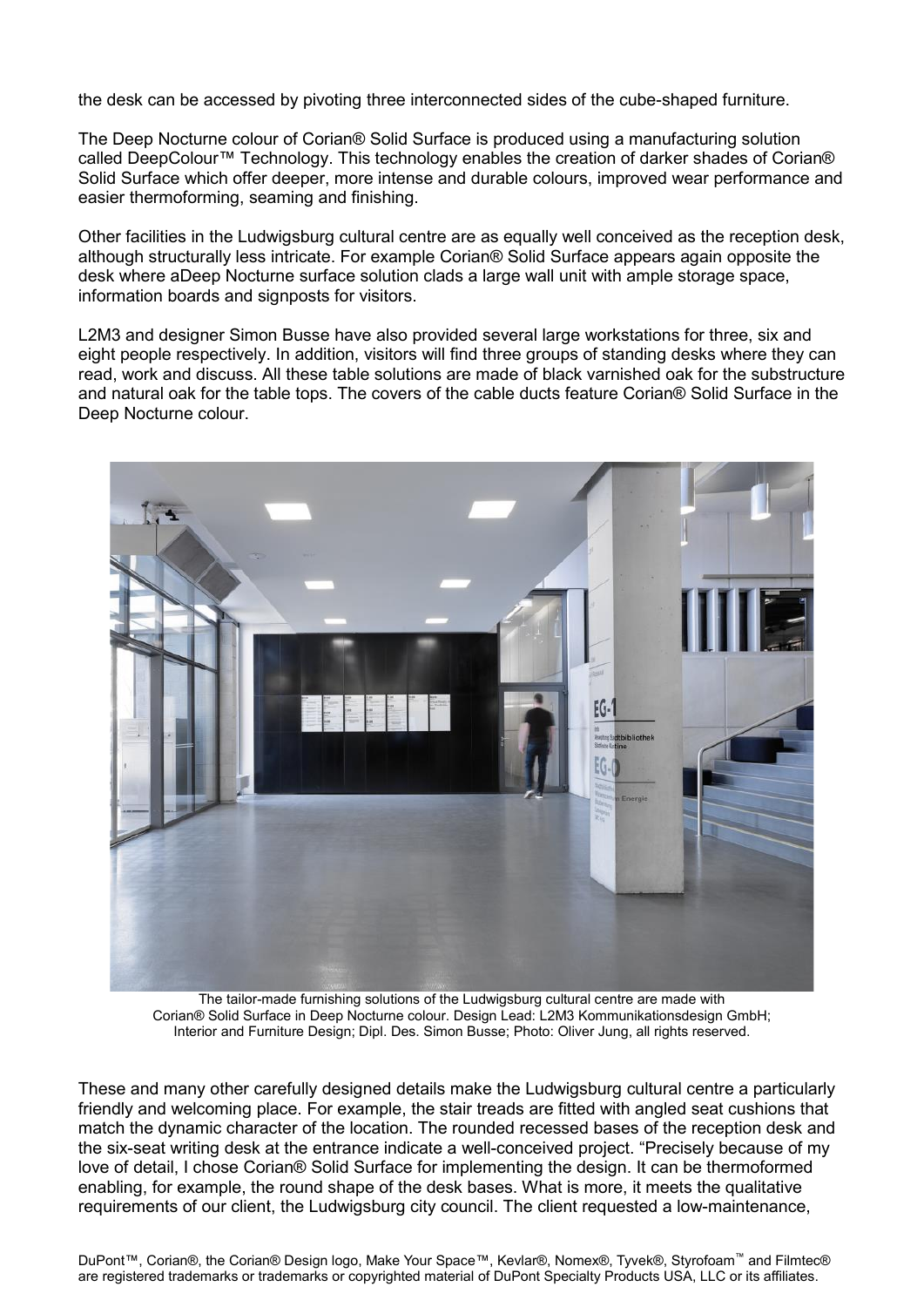the desk can be accessed by pivoting three interconnected sides of the cube-shaped furniture.

The Deep Nocturne colour of Corian® Solid Surface is produced using a manufacturing solution called DeepColour™ Technology. This technology enables the creation of darker shades of Corian® Solid Surface which offer deeper, more intense and durable colours, improved wear performance and easier thermoforming, seaming and finishing.

Other facilities in the Ludwigsburg cultural centre are as equally well conceived as the reception desk, although structurally less intricate. For example Corian® Solid Surface appears again opposite the desk where aDeep Nocturne surface solution clads a large wall unit with ample storage space, information boards and signposts for visitors.

L2M3 and designer Simon Busse have also provided several large workstations for three, six and eight people respectively. In addition, visitors will find three groups of standing desks where they can read, work and discuss. All these table solutions are made of black varnished oak for the substructure and natural oak for the table tops. The covers of the cable ducts feature Corian® Solid Surface in the Deep Nocturne colour.

The tailor-made furnishing solutions of the Ludwigsburg cultural centre are made with Corian® Solid Surface in Deep Nocturne colour. Design Lead: L2M3 Kommunikationsdesign GmbH; Interior and Furniture Design; Dipl. Des. Simon Busse; Photo: Oliver Jung, all rights reserved.

These and many other carefully designed details make the Ludwigsburg cultural centre a particularly friendly and welcoming place. For example, the stair treads are fitted with angled seat cushions that match the dynamic character of the location. The rounded recessed bases of the reception desk and the six-seat writing desk at the entrance indicate a well-conceived project. "Precisely because of my love of detail, I chose Corian® Solid Surface for implementing the design. It can be thermoformed enabling, for example, the round shape of the desk bases. What is more, it meets the qualitative requirements of our client, the Ludwigsburg city council. The client requested a low-maintenance,

DuPont™, Corian®, the Corian® Design logo, Make Your Space™, Kevlar®, Nomex®, Tyvek®, Styrofoam™ and Filmtec® are registered trademarks or trademarks or copyrighted material of DuPont Specialty Products USA, LLC or its affiliates.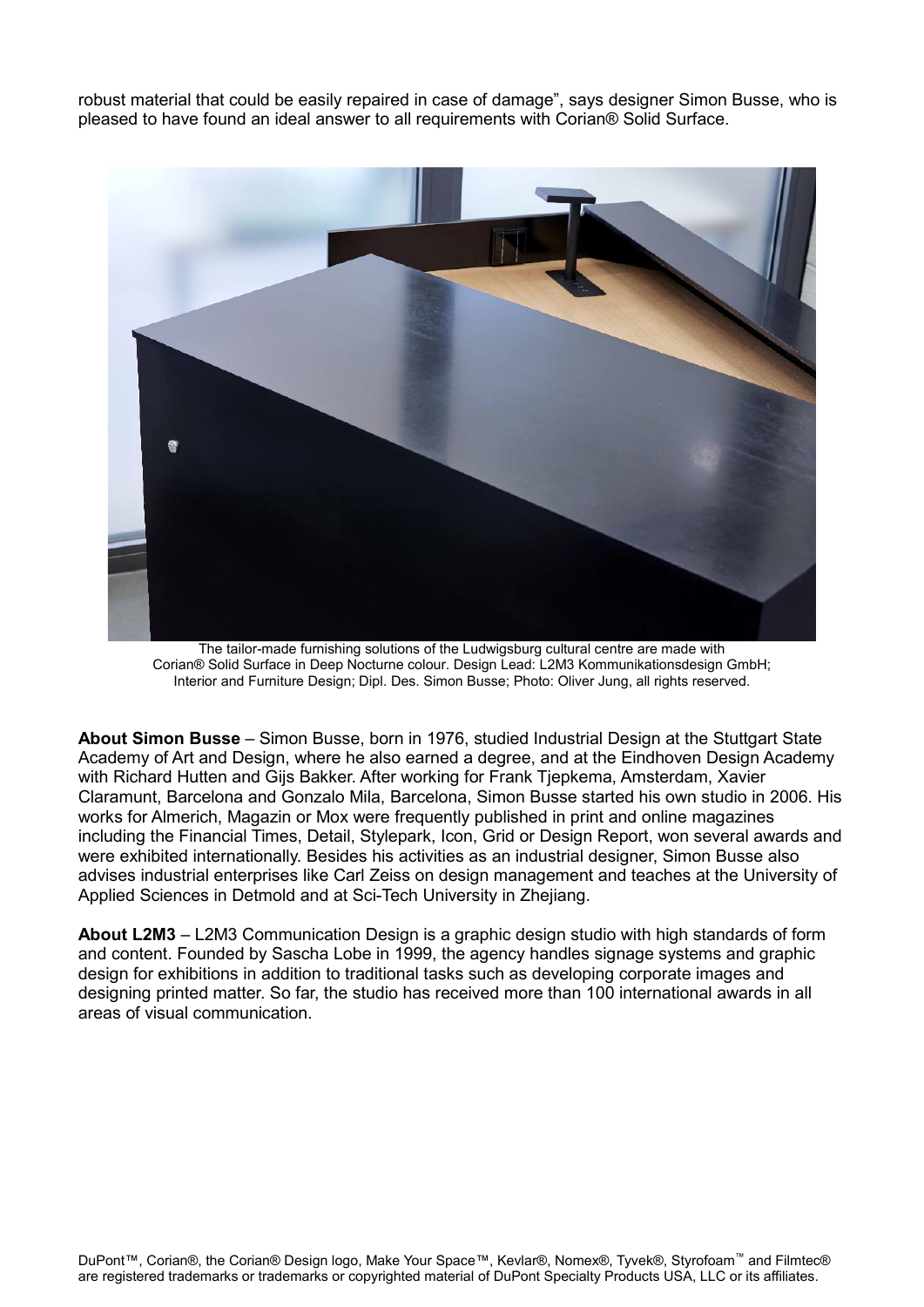robust material that could be easily repaired in case of damage", says designer Simon Busse, who is pleased to have found an ideal answer to all requirements with Corian® Solid Surface.

The tailor-made furnishing solutions of the Ludwigsburg cultural centre are made with Corian® Solid Surface in Deep Nocturne colour. Design Lead: L2M3 Kommunikationsdesign GmbH; Interior and Furniture Design; Dipl. Des. Simon Busse; Photo: Oliver Jung, all rights reserved.

**About Simon Busse** – Simon Busse, born in 1976, studied Industrial Design at the Stuttgart State Academy of Art and Design, where he also earned a degree, and at the Eindhoven Design Academy with Richard Hutten and Gijs Bakker. After working for Frank Tjepkema, Amsterdam, Xavier Claramunt, Barcelona and Gonzalo Mila, Barcelona, Simon Busse started his own studio in 2006. His works for Almerich, Magazin or Mox were frequently published in print and online magazines including the Financial Times, Detail, Stylepark, Icon, Grid or Design Report, won several awards and were exhibited internationally. Besides his activities as an industrial designer, Simon Busse also advises industrial enterprises like Carl Zeiss on design management and teaches at the University of Applied Sciences in Detmold and at Sci-Tech University in Zhejiang.

**About L2M3** – L2M3 Communication Design is a graphic design studio with high standards of form and content. Founded by Sascha Lobe in 1999, the agency handles signage systems and graphic design for exhibitions in addition to traditional tasks such as developing corporate images and designing printed matter. So far, the studio has received more than 100 international awards in all areas of visual communication.

DuPont™, Corian®, the Corian® Design logo, Make Your Space™, Kevlar®, Nomex®, Tyvek®, Styrofoam™ and Filmtec® are registered trademarks or trademarks or copyrighted material of DuPont Specialty Products USA, LLC or its affiliates.